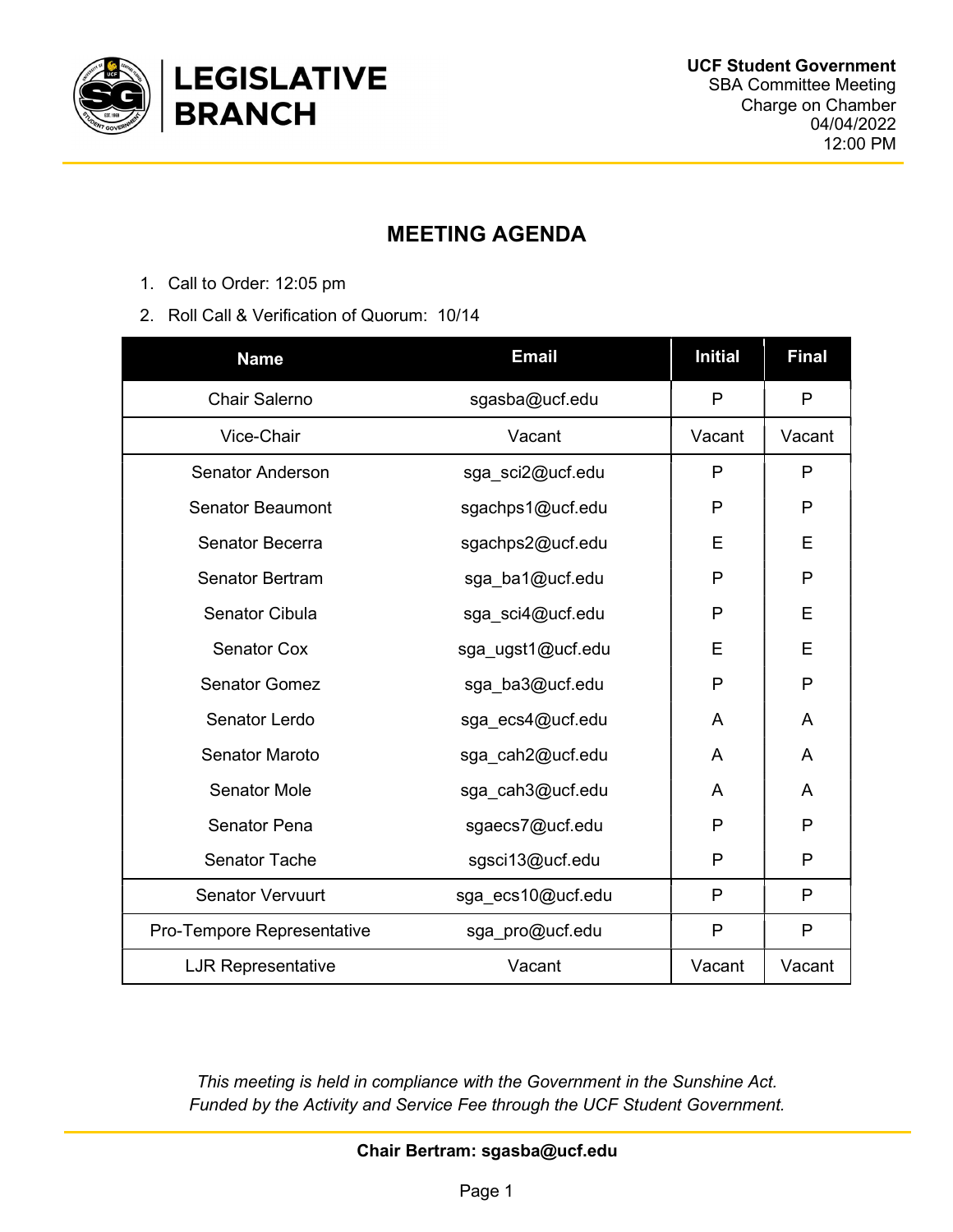**LEGISLATIVE BRANCH**

**UCF Student Government**
SBA Committee Meeting
Charge on Chamber
04/04/2022
12:00 PM

## MEETING AGENDA

1. Call to Order: 12:05 pm
2. Roll Call & Verification of Quorum: 10/14

| Name | Email | Initial | Final |
|---|---|---|---|
| Chair Salerno | sgasba@ucf.edu | P | P |
| Vice-Chair | Vacant | Vacant | Vacant |
| Senator Anderson | sga_sci2@ucf.edu | P | P |
| Senator Beaumont | sgachps1@ucf.edu | P | P |
| Senator Becerra | sgachps2@ucf.edu | E | E |
| Senator Bertram | sga_ba1@ucf.edu | P | P |
| Senator Cibula | sga_sci4@ucf.edu | P | E |
| Senator Cox | sga_ugst1@ucf.edu | E | E |
| Senator Gomez | sga_ba3@ucf.edu | P | P |
| Senator Lerdo | sga_ecs4@ucf.edu | A | A |
| Senator Maroto | sga_cah2@ucf.edu | A | A |
| Senator Mole | sga_cah3@ucf.edu | A | A |
| Senator Pena | sgaecs7@ucf.edu | P | P |
| Senator Tache | sgsci13@ucf.edu | P | P |
| Senator Vervuurt | sga_ecs10@ucf.edu | P | P |
| Pro-Tempore Representative | sga_pro@ucf.edu | P | P |
| LJR Representative | Vacant | Vacant | Vacant |

*This meeting is held in compliance with the Government in the Sunshine Act.*
*Funded by the Activity and Service Fee through the UCF Student Government.*

**Chair Bertram: sgasba@ucf.edu**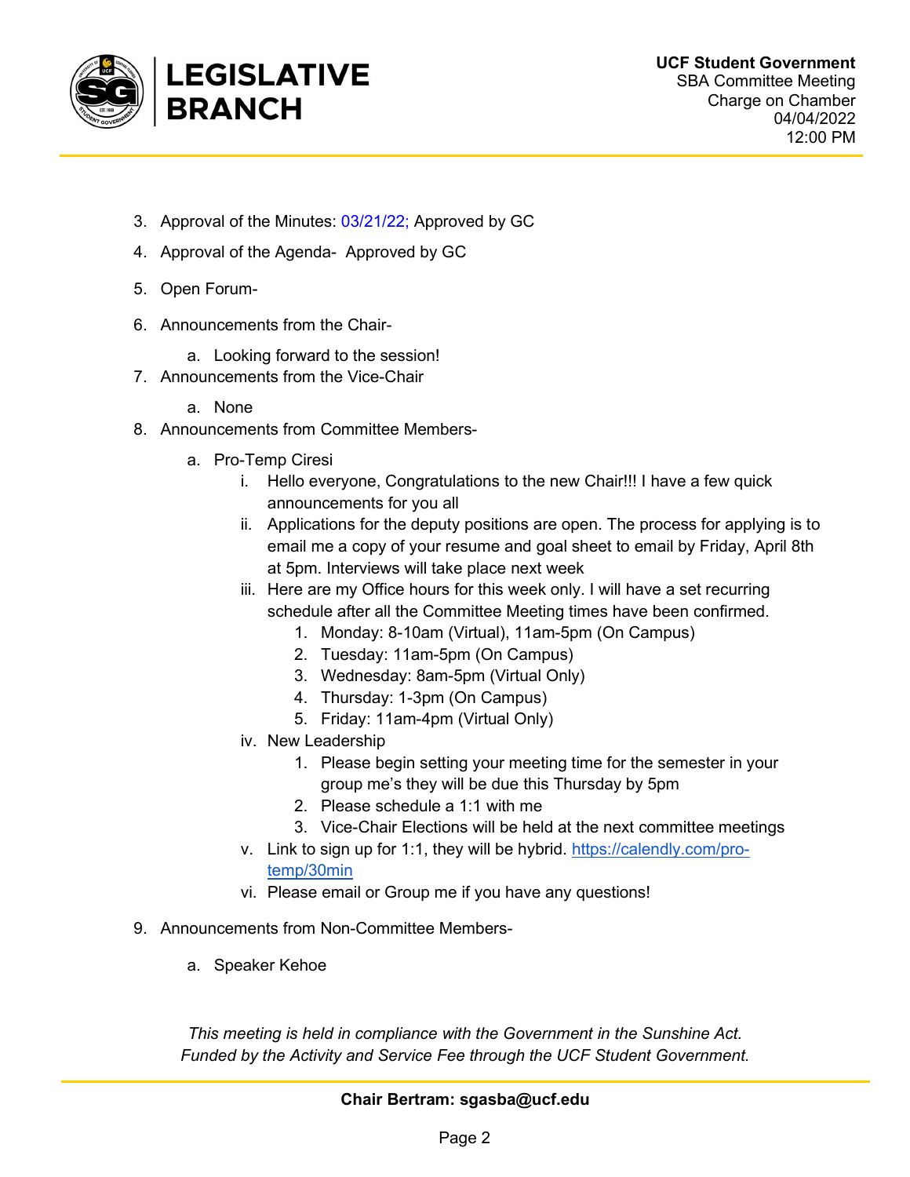3. Approval of the Minutes: 03/21/22; Approved by GC
4. Approval of the Agenda- Approved by GC
5. Open Forum-
6. Announcements from the Chair-
   a. Looking forward to the session!
7. Announcements from the Vice-Chair
   a. None
8. Announcements from Committee Members-
   a. Pro-Temp Ciresi
      i. Hello everyone, Congratulations to the new Chair!!! I have a few quick announcements for you all
      ii. Applications for the deputy positions are open. The process for applying is to email me a copy of your resume and goal sheet to email by Friday, April 8th at 5pm. Interviews will take place next week
      iii. Here are my Office hours for this week only. I will have a set recurring schedule after all the Committee Meeting times have been confirmed.
         1. Monday: 8-10am (Virtual), 11am-5pm (On Campus)
         2. Tuesday: 11am-5pm (On Campus)
         3. Wednesday: 8am-5pm (Virtual Only)
         4. Thursday: 1-3pm (On Campus)
         5. Friday: 11am-4pm (Virtual Only)
      iv. New Leadership
         1. Please begin setting your meeting time for the semester in your group me's they will be due this Thursday by 5pm
         2. Please schedule a 1:1 with me
         3. Vice-Chair Elections will be held at the next committee meetings
      v. Link to sign up for 1:1, they will be hybrid. [https://calendly.com/pro-temp/30min](https://calendly.com/pro-temp/30min)
      vi. Please email or Group me if you have any questions!
9. Announcements from Non-Committee Members-
   a. Speaker Kehoe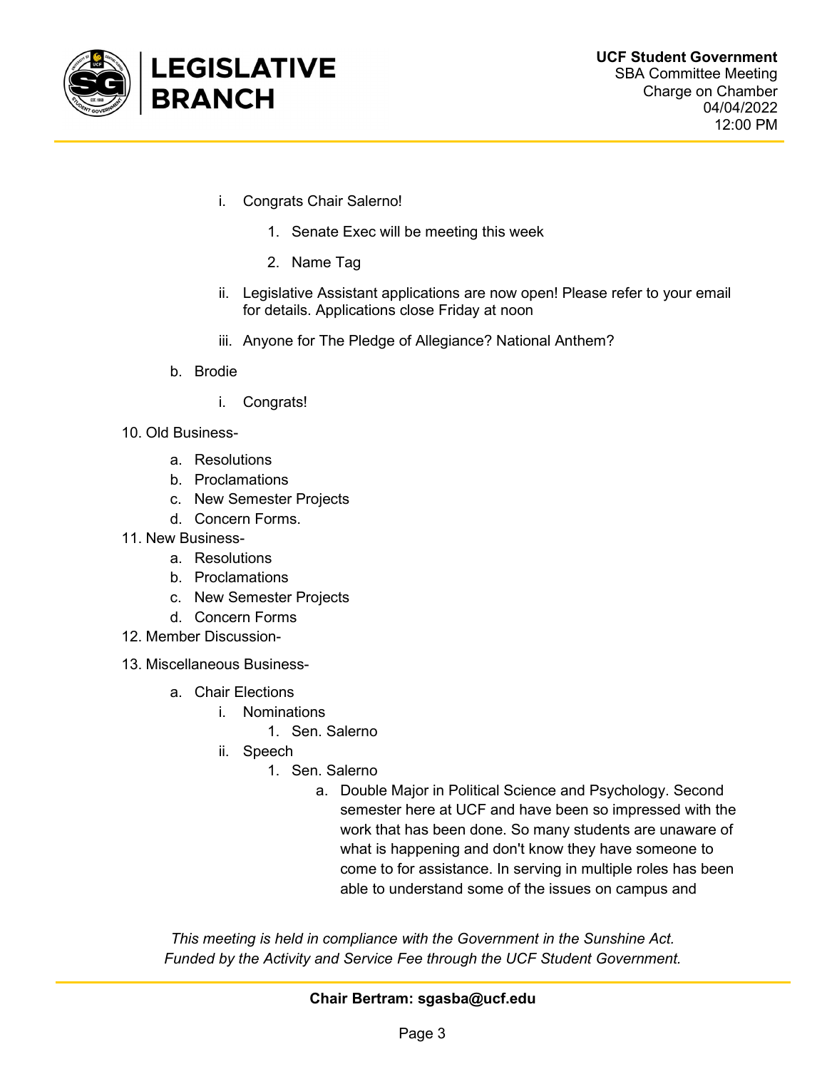- i. Congrats Chair Salerno!
    1. Senate Exec will be meeting this week
    2. Name Tag
- ii. Legislative Assistant applications are now open! Please refer to your email for details. Applications close Friday at noon
- iii. Anyone for The Pledge of Allegiance? National Anthem?

b. Brodie

- i. Congrats!

10. Old Business-
    a. Resolutions
    b. Proclamations
    c. New Semester Projects
    d. Concern Forms.
11. New Business-
    a. Resolutions
    b. Proclamations
    c. New Semester Projects
    d. Concern Forms
12. Member Discussion-
13. Miscellaneous Business-
    a. Chair Elections
        - i. Nominations
            1. Sen. Salerno
        - ii. Speech
            1. Sen. Salerno
                a. Double Major in Political Science and Psychology. Second semester here at UCF and have been so impressed with the work that has been done. So many students are unaware of what is happening and don't know they have someone to come to for assistance. In serving in multiple roles has been able to understand some of the issues on campus and

*This meeting is held in compliance with the Government in the Sunshine Act.*
*Funded by the Activity and Service Fee through the UCF Student Government.*

**Chair Bertram: sgasba@ucf.edu**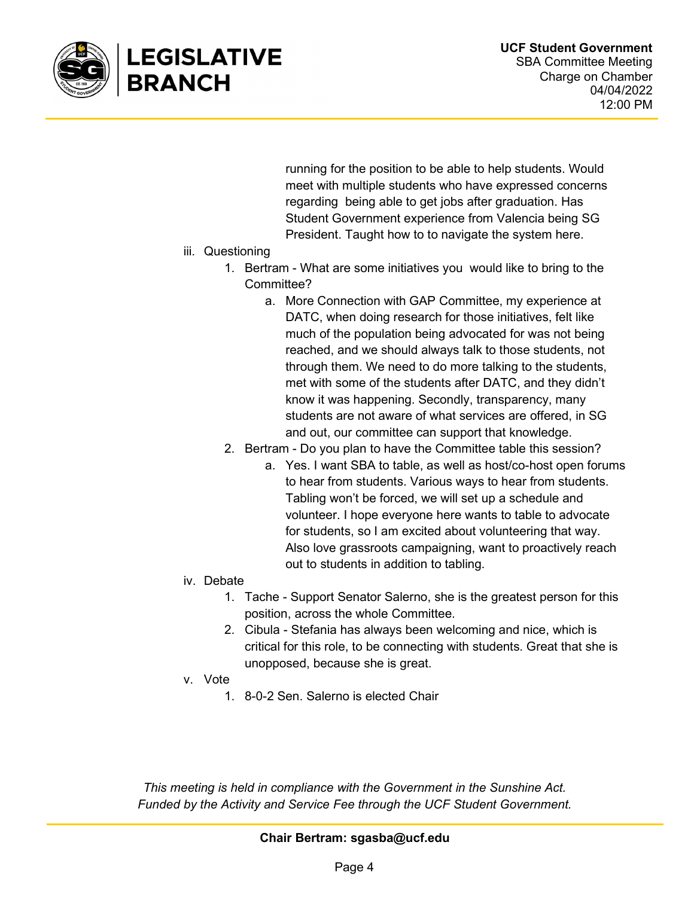running for the position to be able to help students. Would meet with multiple students who have expressed concerns regarding  being able to get jobs after graduation. Has Student Government experience from Valencia being SG President. Taught how to to navigate the system here.

iii. Questioning
   1. Bertram - What are some initiatives you  would like to bring to the Committee?
      a. More Connection with GAP Committee, my experience at DATC, when doing research for those initiatives, felt like much of the population being advocated for was not being reached, and we should always talk to those students, not through them. We need to do more talking to the students, met with some of the students after DATC, and they didn't know it was happening. Secondly, transparency, many students are not aware of what services are offered, in SG and out, our committee can support that knowledge.
   2. Bertram - Do you plan to have the Committee table this session?
      a. Yes. I want SBA to table, as well as host/co-host open forums to hear from students. Various ways to hear from students. Tabling won't be forced, we will set up a schedule and volunteer. I hope everyone here wants to table to advocate for students, so I am excited about volunteering that way. Also love grassroots campaigning, want to proactively reach out to students in addition to tabling.

iv. Debate
   1. Tache - Support Senator Salerno, she is the greatest person for this position, across the whole Committee.
   2. Cibula - Stefania has always been welcoming and nice, which is critical for this role, to be connecting with students. Great that she is unopposed, because she is great.

v. Vote
   1. 8-0-2 Sen. Salerno is elected Chair

*This meeting is held in compliance with the Government in the Sunshine Act.*
*Funded by the Activity and Service Fee through the UCF Student Government.*

**Chair Bertram: sgasba@ucf.edu**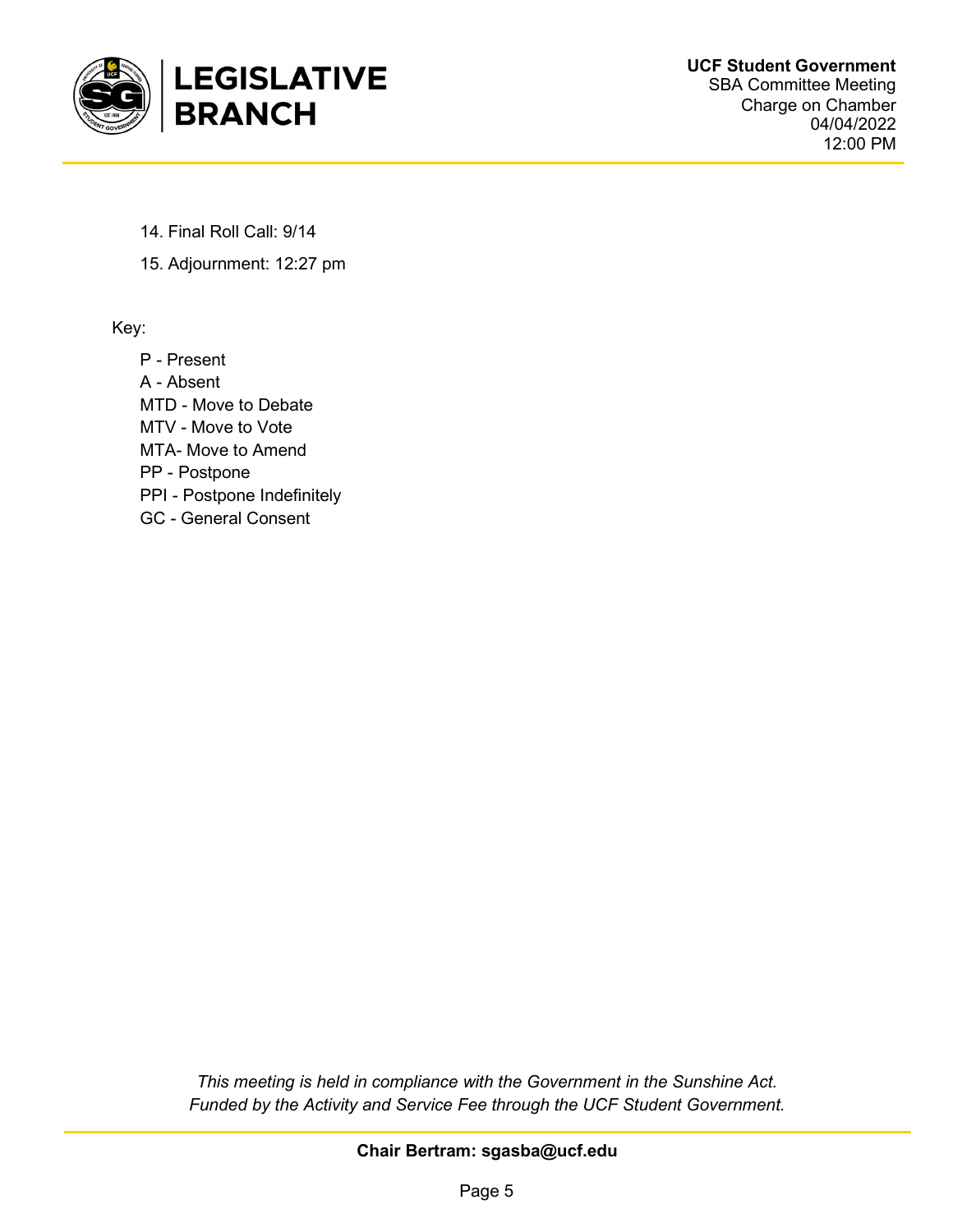14. Final Roll Call: 9/14

15. Adjournment: 12:27 pm

Key:

- P - Present
- A - Absent
- MTD - Move to Debate
- MTV - Move to Vote
- MTA- Move to Amend
- PP - Postpone
- PPI - Postpone Indefinitely
- GC - General Consent

*This meeting is held in compliance with the Government in the Sunshine Act.*
*Funded by the Activity and Service Fee through the UCF Student Government.*

**Chair Bertram: sgasba@ucf.edu**